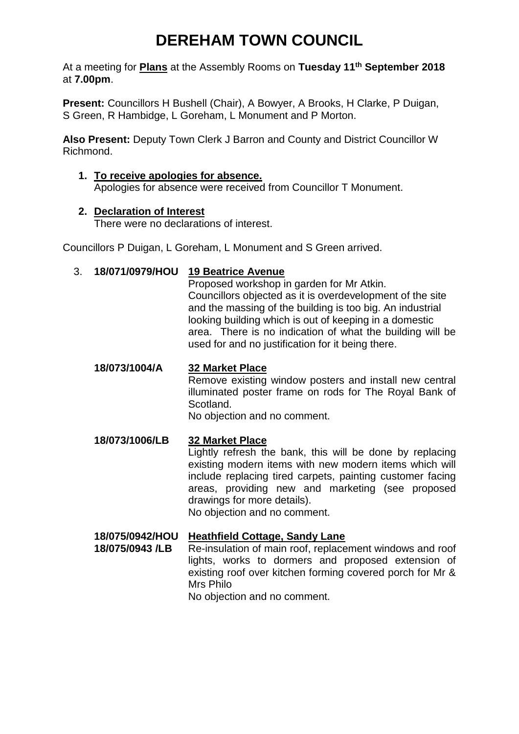# DEREHAM TOWN COUNCIL

At a meeting for **Plans** at the Assembly Rooms on **Tuesday 11th September 2018** at **7.00pm**.

**Present:** Councillors H Bushell (Chair), A Bowyer, A Brooks, H Clarke, P Duigan, S Green, R Hambidge, L Goreham, L Monument and P Morton.

**Also Present:** Deputy Town Clerk J Barron and County and District Councillor W Richmond.

1. **To receive apologies for absence.**
   Apologies for absence were received from Councillor T Monument.

2. **Declaration of Interest**
   There were no declarations of interest.

Councillors P Duigan, L Goreham, L Monument and S Green arrived.

3. **18/071/0979/HOU** **19 Beatrice Avenue**
   Proposed workshop in garden for Mr Atkin.
   Councillors objected as it is overdevelopment of the site and the massing of the building is too big. An industrial looking building which is out of keeping in a domestic area. There is no indication of what the building will be used for and no justification for it being there.

   **18/073/1004/A** **32 Market Place**
   Remove existing window posters and install new central illuminated poster frame on rods for The Royal Bank of Scotland.
   No objection and no comment.

   **18/073/1006/LB** **32 Market Place**
   Lightly refresh the bank, this will be done by replacing existing modern items with new modern items which will include replacing tired carpets, painting customer facing areas, providing new and marketing (see proposed drawings for more details).
   No objection and no comment.

   **18/075/0942/HOU**
   **18/075/0943 /LB** **Heathfield Cottage, Sandy Lane**
   Re-insulation of main roof, replacement windows and roof lights, works to dormers and proposed extension of existing roof over kitchen forming covered porch for Mr & Mrs Philo
   No objection and no comment.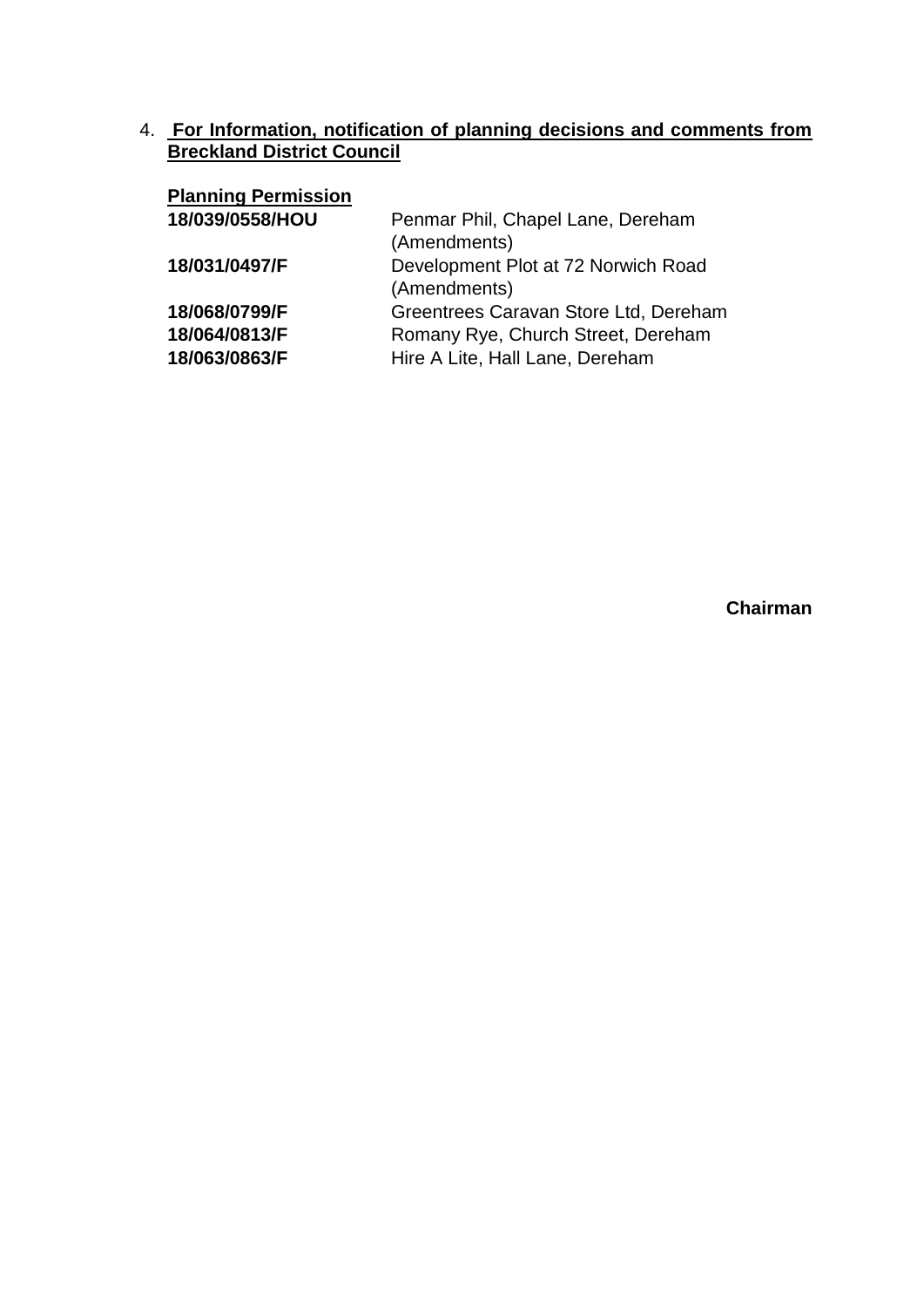4. **For Information, notification of planning decisions and comments from Breckland District Council**

**Planning Permission**

| | |
|---|---|
| **18/039/0558/HOU** | Penmar Phil, Chapel Lane, Dereham (Amendments) |
| **18/031/0497/F** | Development Plot at 72 Norwich Road (Amendments) |
| **18/068/0799/F** | Greentrees Caravan Store Ltd, Dereham |
| **18/064/0813/F** | Romany Rye, Church Street, Dereham |
| **18/063/0863/F** | Hire A Lite, Hall Lane, Dereham |

**Chairman**